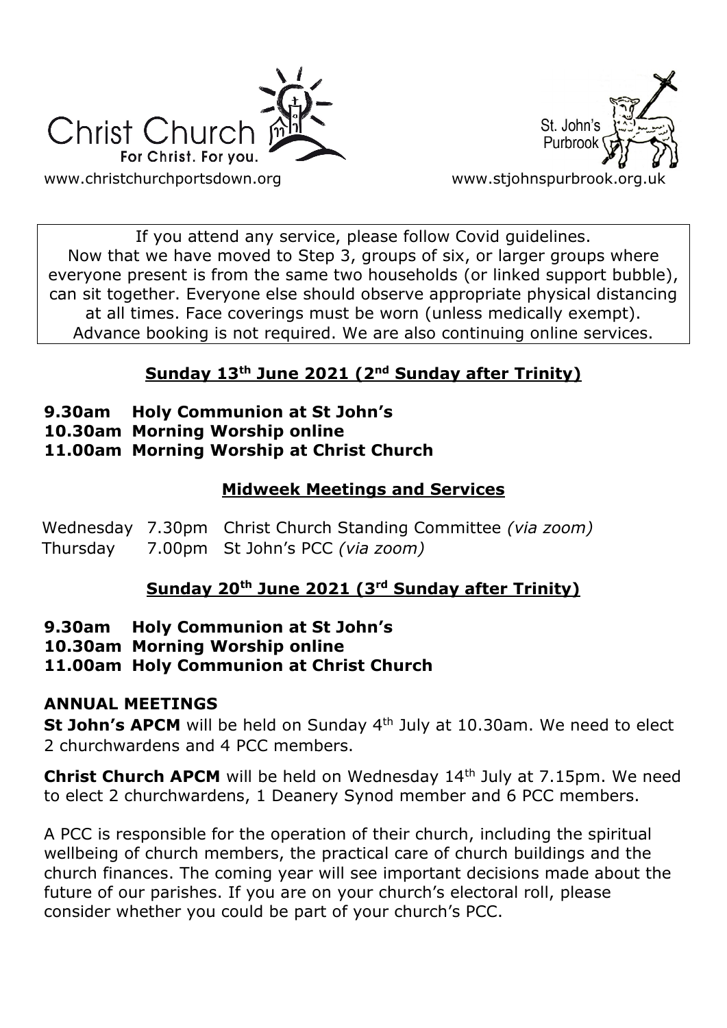Christ Church
For Christ. For you.
www.christchurchportsdown.org

St. John's Purbrook
www.stjohnspurbrook.org.uk

If you attend any service, please follow Covid guidelines. Now that we have moved to Step 3, groups of six, or larger groups where everyone present is from the same two households (or linked support bubble), can sit together. Everyone else should observe appropriate physical distancing at all times. Face coverings must be worn (unless medically exempt). Advance booking is not required. We are also continuing online services.

## Sunday 13th June 2021 (2nd Sunday after Trinity)

**9.30am Holy Communion at St John's**
**10.30am Morning Worship online**
**11.00am Morning Worship at Christ Church**

## Midweek Meetings and Services

Wednesday 7.30pm Christ Church Standing Committee *(via zoom)*
Thursday 7.00pm St John's PCC *(via zoom)*

## Sunday 20th June 2021 (3rd Sunday after Trinity)

**9.30am Holy Communion at St John's**
**10.30am Morning Worship online**
**11.00am Holy Communion at Christ Church**

### ANNUAL MEETINGS

**St John's APCM** will be held on Sunday 4th July at 10.30am. We need to elect 2 churchwardens and 4 PCC members.

**Christ Church APCM** will be held on Wednesday 14th July at 7.15pm. We need to elect 2 churchwardens, 1 Deanery Synod member and 6 PCC members.

A PCC is responsible for the operation of their church, including the spiritual wellbeing of church members, the practical care of church buildings and the church finances. The coming year will see important decisions made about the future of our parishes. If you are on your church's electoral roll, please consider whether you could be part of your church's PCC.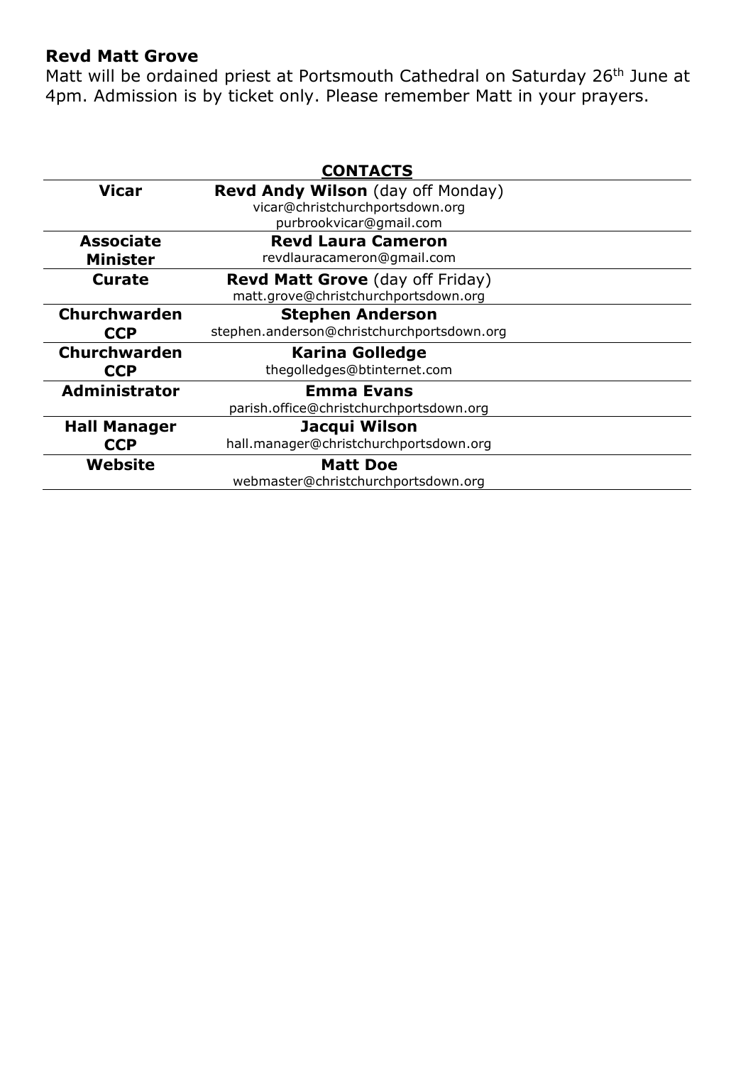**Revd Matt Grove**

Matt will be ordained priest at Portsmouth Cathedral on Saturday 26th June at 4pm. Admission is by ticket only. Please remember Matt in your prayers.

## CONTACTS

| | |
|---|---|
| **Vicar** | **Revd Andy Wilson** (day off Monday)<br>vicar@christchurchportsdown.org<br>purbrookvicar@gmail.com |
| **Associate Minister** | **Revd Laura Cameron**<br>revdlauracameron@gmail.com |
| **Curate** | **Revd Matt Grove** (day off Friday)<br>matt.grove@christchurchportsdown.org |
| **Churchwarden CCP** | **Stephen Anderson**<br>stephen.anderson@christchurchportsdown.org |
| **Churchwarden CCP** | **Karina Golledge**<br>thegolledges@btinternet.com |
| **Administrator** | **Emma Evans**<br>parish.office@christchurchportsdown.org |
| **Hall Manager CCP** | **Jacqui Wilson**<br>hall.manager@christchurchportsdown.org |
| **Website** | **Matt Doe**<br>webmaster@christchurchportsdown.org |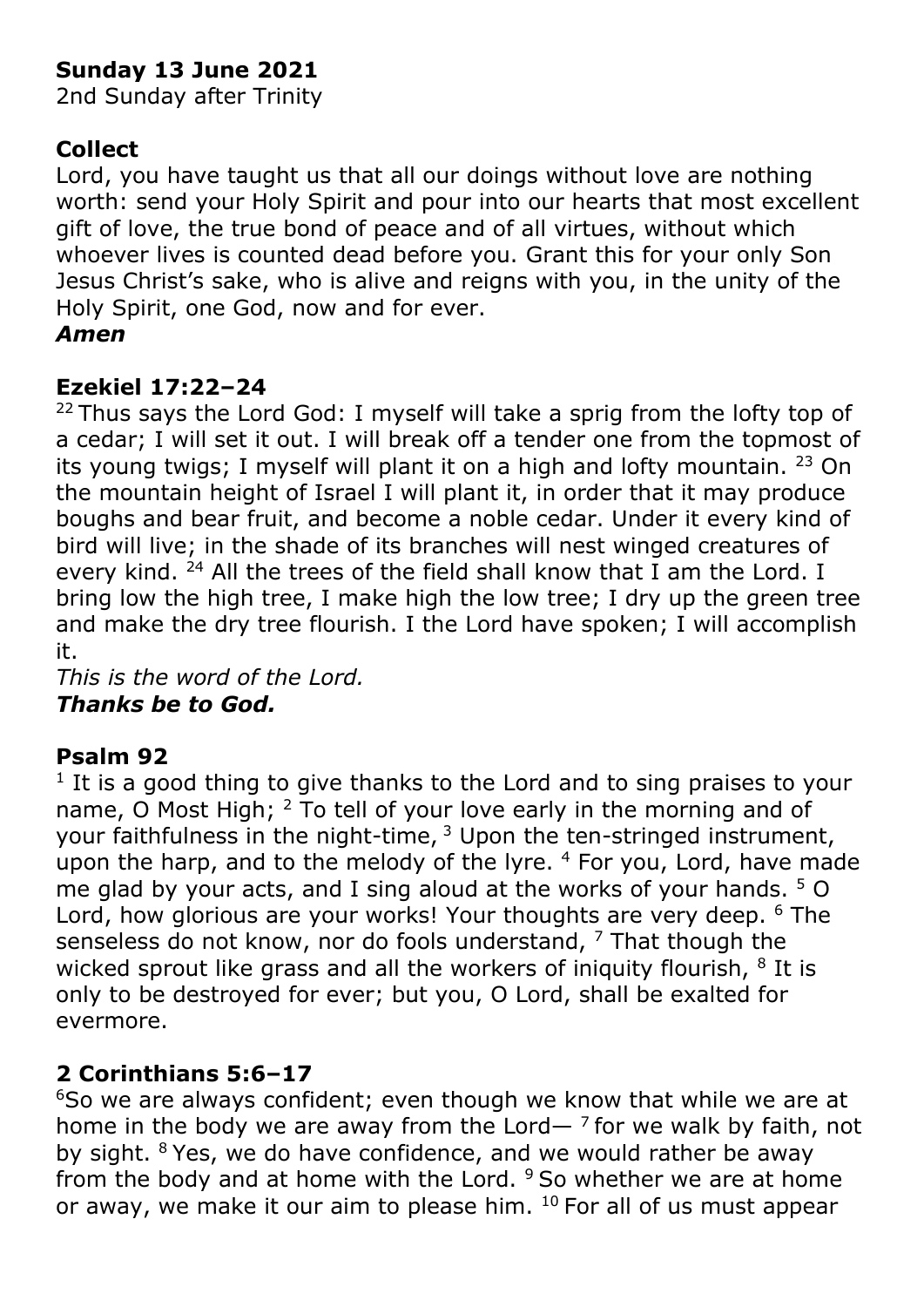**Sunday 13 June 2021**
2nd Sunday after Trinity

**Collect**
Lord, you have taught us that all our doings without love are nothing worth: send your Holy Spirit and pour into our hearts that most excellent gift of love, the true bond of peace and of all virtues, without which whoever lives is counted dead before you. Grant this for your only Son Jesus Christ's sake, who is alive and reigns with you, in the unity of the Holy Spirit, one God, now and for ever.
***Amen***

**Ezekiel 17:22–24**
[22] Thus says the Lord God: I myself will take a sprig from the lofty top of a cedar; I will set it out. I will break off a tender one from the topmost of its young twigs; I myself will plant it on a high and lofty mountain. [23] On the mountain height of Israel I will plant it, in order that it may produce boughs and bear fruit, and become a noble cedar. Under it every kind of bird will live; in the shade of its branches will nest winged creatures of every kind. [24] All the trees of the field shall know that I am the Lord. I bring low the high tree, I make high the low tree; I dry up the green tree and make the dry tree flourish. I the Lord have spoken; I will accomplish it.
*This is the word of the Lord.*
***Thanks be to God.***

**Psalm 92**
[1] It is a good thing to give thanks to the Lord and to sing praises to your name, O Most High; [2] To tell of your love early in the morning and of your faithfulness in the night-time, [3] Upon the ten-stringed instrument, upon the harp, and to the melody of the lyre. [4] For you, Lord, have made me glad by your acts, and I sing aloud at the works of your hands. [5] O Lord, how glorious are your works! Your thoughts are very deep. [6] The senseless do not know, nor do fools understand, [7] That though the wicked sprout like grass and all the workers of iniquity flourish, [8] It is only to be destroyed for ever; but you, O Lord, shall be exalted for evermore.

**2 Corinthians 5:6–17**
[6]So we are always confident; even though we know that while we are at home in the body we are away from the Lord— [7] for we walk by faith, not by sight. [8] Yes, we do have confidence, and we would rather be away from the body and at home with the Lord. [9] So whether we are at home or away, we make it our aim to please him. [10] For all of us must appear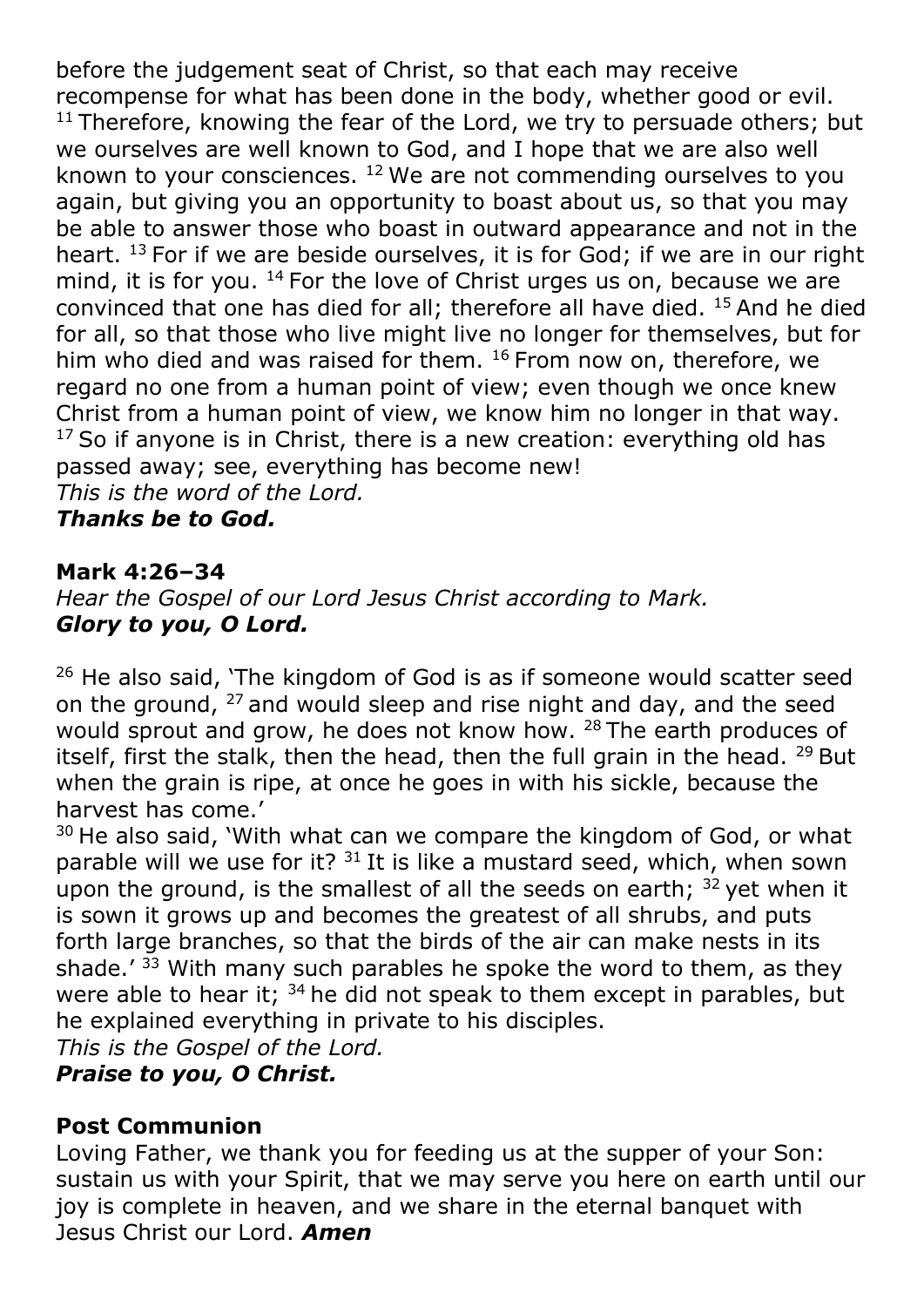before the judgement seat of Christ, so that each may receive recompense for what has been done in the body, whether good or evil. [11] Therefore, knowing the fear of the Lord, we try to persuade others; but we ourselves are well known to God, and I hope that we are also well known to your consciences. [12] We are not commending ourselves to you again, but giving you an opportunity to boast about us, so that you may be able to answer those who boast in outward appearance and not in the heart. [13] For if we are beside ourselves, it is for God; if we are in our right mind, it is for you. [14] For the love of Christ urges us on, because we are convinced that one has died for all; therefore all have died. [15] And he died for all, so that those who live might live no longer for themselves, but for him who died and was raised for them. [16] From now on, therefore, we regard no one from a human point of view; even though we once knew Christ from a human point of view, we know him no longer in that way. [17] So if anyone is in Christ, there is a new creation: everything old has passed away; see, everything has become new!
*This is the word of the Lord.*
***Thanks be to God.***

**Mark 4:26–34**
*Hear the Gospel of our Lord Jesus Christ according to Mark.*
***Glory to you, O Lord.***

[26] He also said, 'The kingdom of God is as if someone would scatter seed on the ground, [27] and would sleep and rise night and day, and the seed would sprout and grow, he does not know how. [28] The earth produces of itself, first the stalk, then the head, then the full grain in the head. [29] But when the grain is ripe, at once he goes in with his sickle, because the harvest has come.'
[30] He also said, 'With what can we compare the kingdom of God, or what parable will we use for it? [31] It is like a mustard seed, which, when sown upon the ground, is the smallest of all the seeds on earth; [32] yet when it is sown it grows up and becomes the greatest of all shrubs, and puts forth large branches, so that the birds of the air can make nests in its shade.' [33] With many such parables he spoke the word to them, as they were able to hear it; [34] he did not speak to them except in parables, but he explained everything in private to his disciples.
*This is the Gospel of the Lord.*
***Praise to you, O Christ.***

**Post Communion**
Loving Father, we thank you for feeding us at the supper of your Son: sustain us with your Spirit, that we may serve you here on earth until our joy is complete in heaven, and we share in the eternal banquet with Jesus Christ our Lord. ***Amen***